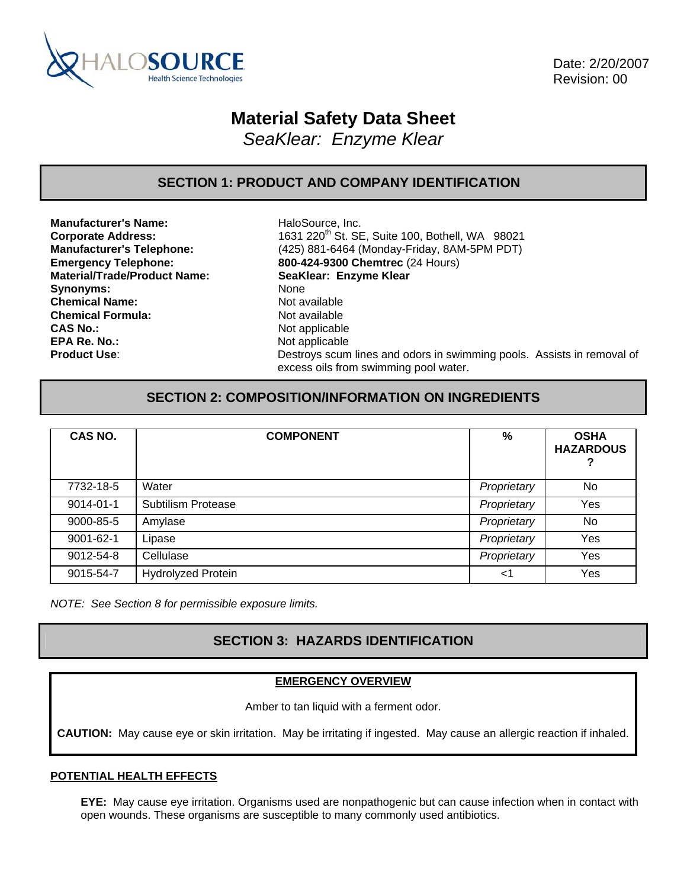HALOSOURCE Health Science Technologies

Date: 2/20/2007
Revision: 00

# Material Safety Data Sheet
*SeaKlear: Enzyme Klear*

## SECTION 1: PRODUCT AND COMPANY IDENTIFICATION

| | |
|---|---|
| **Manufacturer's Name:** | HaloSource, Inc. |
| **Corporate Address:** | 1631 220th St. SE, Suite 100, Bothell, WA 98021 |
| **Manufacturer's Telephone:** | (425) 881-6464 (Monday-Friday, 8AM-5PM PDT) |
| **Emergency Telephone:** | **800-424-9300 Chemtrec** (24 Hours) |
| **Material/Trade/Product Name:** | **SeaKlear: Enzyme Klear** |
| **Synonyms:** | None |
| **Chemical Name:** | Not available |
| **Chemical Formula:** | Not available |
| **CAS No.:** | Not applicable |
| **EPA Re. No.:** | Not applicable |
| **Product Use:** | Destroys scum lines and odors in swimming pools. Assists in removal of excess oils from swimming pool water. |

## SECTION 2: COMPOSITION/INFORMATION ON INGREDIENTS

| CAS NO. | COMPONENT | % | OSHA HAZARDOUS ? |
|---|---|---|---|
| 7732-18-5 | Water | *Proprietary* | No |
| 9014-01-1 | Subtilism Protease | *Proprietary* | Yes |
| 9000-85-5 | Amylase | *Proprietary* | No |
| 9001-62-1 | Lipase | *Proprietary* | Yes |
| 9012-54-8 | Cellulase | *Proprietary* | Yes |
| 9015-54-7 | Hydrolyzed Protein | <1 | Yes |

*NOTE: See Section 8 for permissible exposure limits.*

## SECTION 3: HAZARDS IDENTIFICATION

**EMERGENCY OVERVIEW**

Amber to tan liquid with a ferment odor.

**CAUTION:** May cause eye or skin irritation. May be irritating if ingested. May cause an allergic reaction if inhaled.

**POTENTIAL HEALTH EFFECTS**

**EYE:** May cause eye irritation. Organisms used are nonpathogenic but can cause infection when in contact with open wounds. These organisms are susceptible to many commonly used antibiotics.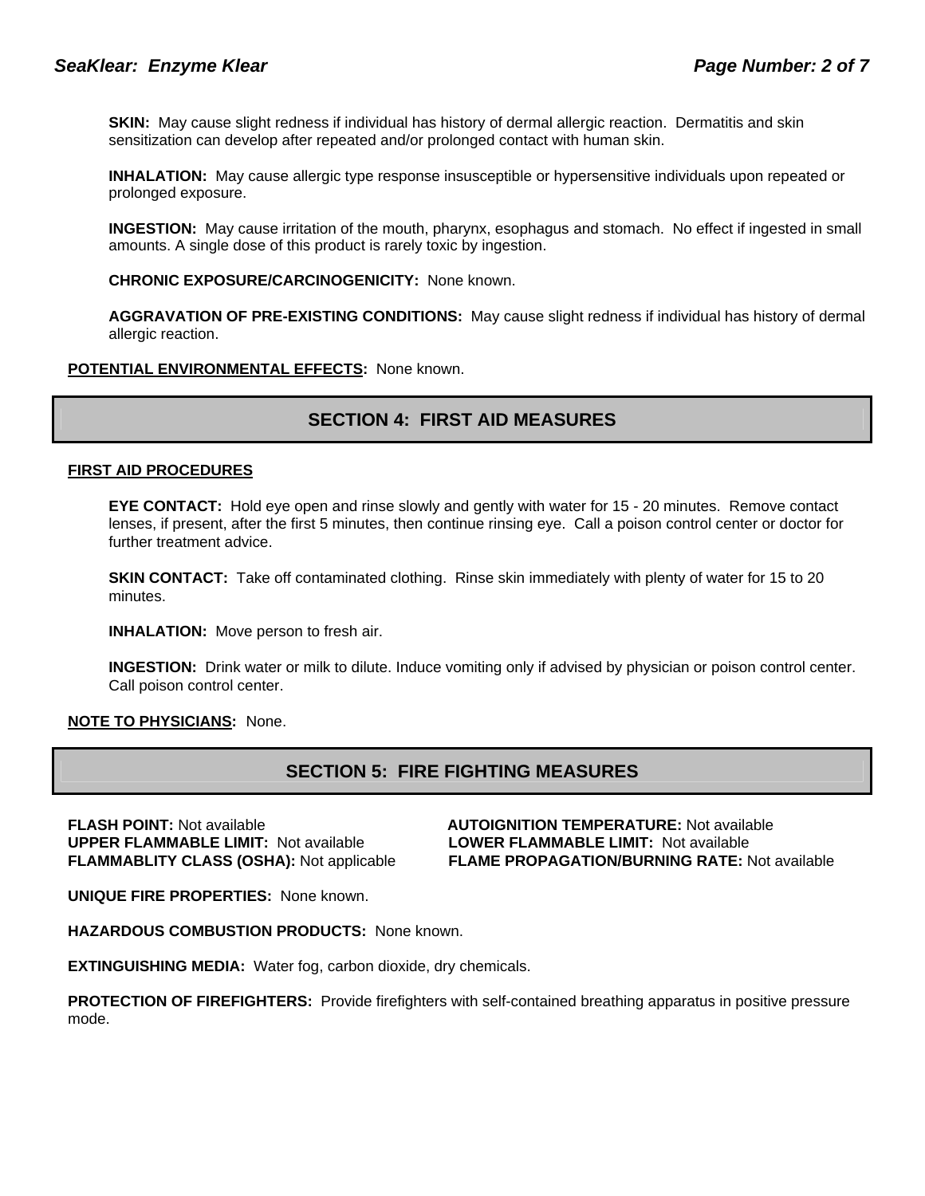**SKIN:** May cause slight redness if individual has history of dermal allergic reaction. Dermatitis and skin sensitization can develop after repeated and/or prolonged contact with human skin.

**INHALATION:** May cause allergic type response insusceptible or hypersensitive individuals upon repeated or prolonged exposure.

**INGESTION:** May cause irritation of the mouth, pharynx, esophagus and stomach. No effect if ingested in small amounts. A single dose of this product is rarely toxic by ingestion.

**CHRONIC EXPOSURE/CARCINOGENICITY:** None known.

**AGGRAVATION OF PRE-EXISTING CONDITIONS:** May cause slight redness if individual has history of dermal allergic reaction.

**POTENTIAL ENVIRONMENTAL EFFECTS:** None known.

## SECTION 4: FIRST AID MEASURES

**FIRST AID PROCEDURES**

**EYE CONTACT:** Hold eye open and rinse slowly and gently with water for 15 - 20 minutes. Remove contact lenses, if present, after the first 5 minutes, then continue rinsing eye. Call a poison control center or doctor for further treatment advice.

**SKIN CONTACT:** Take off contaminated clothing. Rinse skin immediately with plenty of water for 15 to 20 minutes.

**INHALATION:** Move person to fresh air.

**INGESTION:** Drink water or milk to dilute. Induce vomiting only if advised by physician or poison control center. Call poison control center.

**NOTE TO PHYSICIANS:** None.

## SECTION 5: FIRE FIGHTING MEASURES

**FLASH POINT:** Not available

**AUTOIGNITION TEMPERATURE:** Not available

**UPPER FLAMMABLE LIMIT:** Not available

**LOWER FLAMMABLE LIMIT:** Not available

**FLAMMABLITY CLASS (OSHA):** Not applicable

**FLAME PROPAGATION/BURNING RATE:** Not available

**UNIQUE FIRE PROPERTIES:** None known.

**HAZARDOUS COMBUSTION PRODUCTS:** None known.

**EXTINGUISHING MEDIA:** Water fog, carbon dioxide, dry chemicals.

**PROTECTION OF FIREFIGHTERS:** Provide firefighters with self-contained breathing apparatus in positive pressure mode.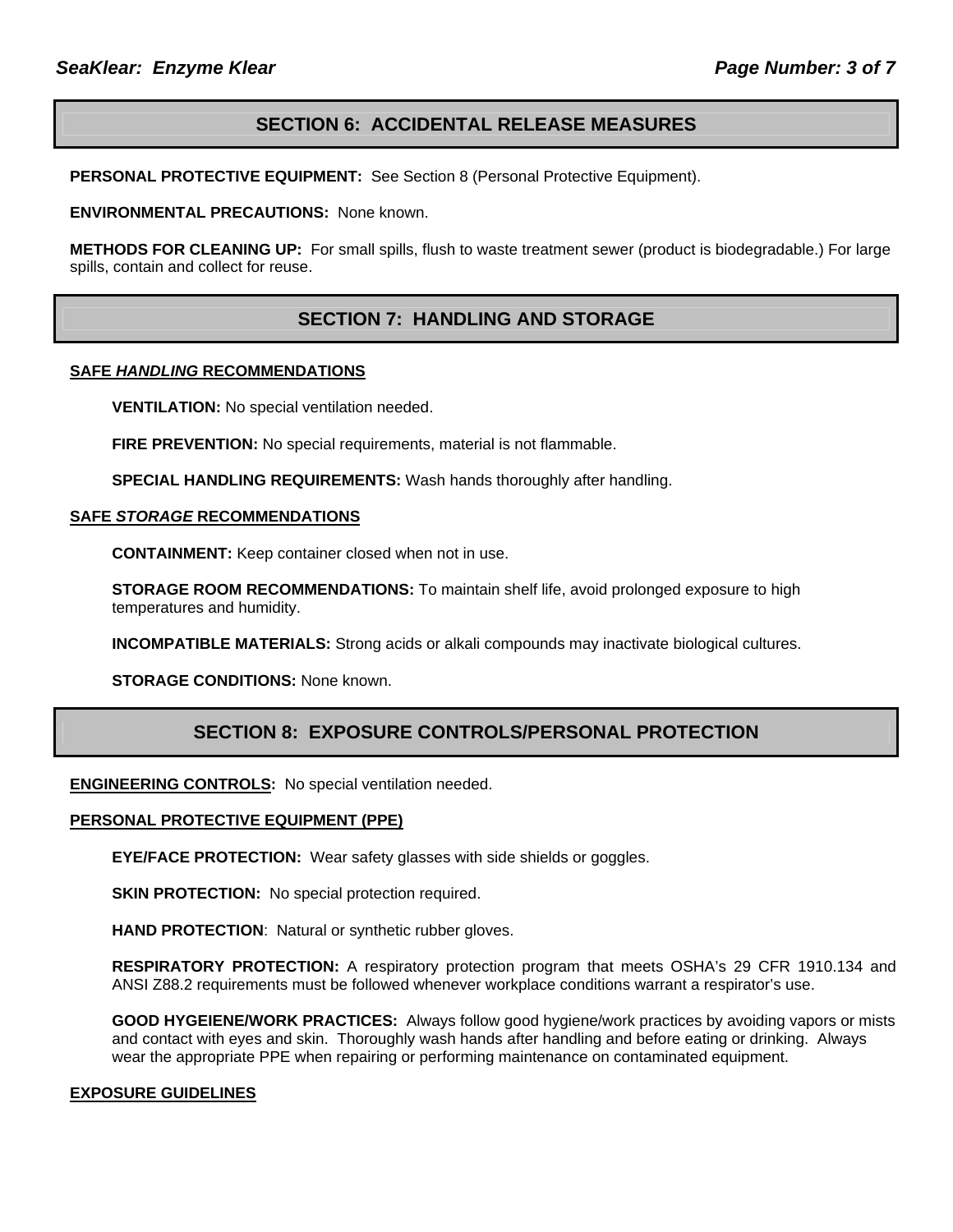## SECTION 6: ACCIDENTAL RELEASE MEASURES

**PERSONAL PROTECTIVE EQUIPMENT:** See Section 8 (Personal Protective Equipment).

**ENVIRONMENTAL PRECAUTIONS:** None known.

**METHODS FOR CLEANING UP:** For small spills, flush to waste treatment sewer (product is biodegradable.) For large spills, contain and collect for reuse.

## SECTION 7: HANDLING AND STORAGE

**SAFE *HANDLING* RECOMMENDATIONS**

**VENTILATION:** No special ventilation needed.

**FIRE PREVENTION:** No special requirements, material is not flammable.

**SPECIAL HANDLING REQUIREMENTS:** Wash hands thoroughly after handling.

**SAFE *STORAGE* RECOMMENDATIONS**

**CONTAINMENT:** Keep container closed when not in use.

**STORAGE ROOM RECOMMENDATIONS:** To maintain shelf life, avoid prolonged exposure to high temperatures and humidity.

**INCOMPATIBLE MATERIALS:** Strong acids or alkali compounds may inactivate biological cultures.

**STORAGE CONDITIONS:** None known.

## SECTION 8: EXPOSURE CONTROLS/PERSONAL PROTECTION

**ENGINEERING CONTROLS:** No special ventilation needed.

**PERSONAL PROTECTIVE EQUIPMENT (PPE)**

**EYE/FACE PROTECTION:** Wear safety glasses with side shields or goggles.

**SKIN PROTECTION:** No special protection required.

**HAND PROTECTION:** Natural or synthetic rubber gloves.

**RESPIRATORY PROTECTION:** A respiratory protection program that meets OSHA's 29 CFR 1910.134 and ANSI Z88.2 requirements must be followed whenever workplace conditions warrant a respirator's use.

**GOOD HYGEIENE/WORK PRACTICES:** Always follow good hygiene/work practices by avoiding vapors or mists and contact with eyes and skin. Thoroughly wash hands after handling and before eating or drinking. Always wear the appropriate PPE when repairing or performing maintenance on contaminated equipment.

**EXPOSURE GUIDELINES**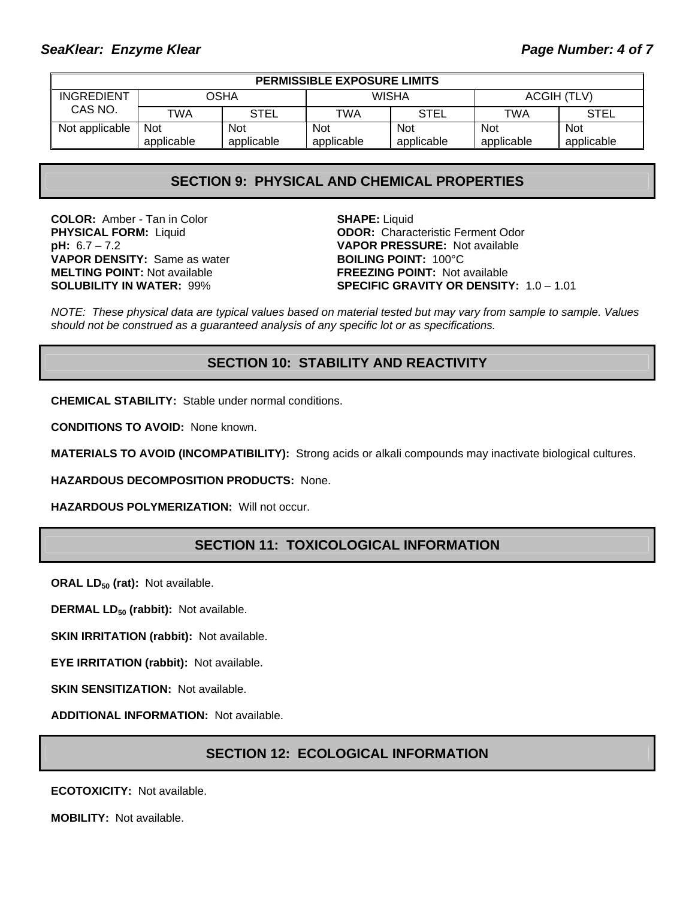| PERMISSIBLE EXPOSURE LIMITS | | | | | | |
|---|---|---|---|---|---|---|
| INGREDIENT CAS NO. | OSHA | | WISHA | | ACGIH (TLV) | |
| | TWA | STEL | TWA | STEL | TWA | STEL |
| Not applicable | Not applicable | Not applicable | Not applicable | Not applicable | Not applicable | Not applicable |

## SECTION 9: PHYSICAL AND CHEMICAL PROPERTIES

**COLOR:** Amber - Tan in Color
**PHYSICAL FORM:** Liquid
**pH:** 6.7 – 7.2
**VAPOR DENSITY:** Same as water
**MELTING POINT:** Not available
**SOLUBILITY IN WATER:** 99%

**SHAPE:** Liquid
**ODOR:** Characteristic Ferment Odor
**VAPOR PRESSURE:** Not available
**BOILING POINT:** 100°C
**FREEZING POINT:** Not available
**SPECIFIC GRAVITY OR DENSITY:** 1.0 – 1.01

*NOTE: These physical data are typical values based on material tested but may vary from sample to sample. Values should not be construed as a guaranteed analysis of any specific lot or as specifications.*

## SECTION 10: STABILITY AND REACTIVITY

**CHEMICAL STABILITY:** Stable under normal conditions.

**CONDITIONS TO AVOID:** None known.

**MATERIALS TO AVOID (INCOMPATIBILITY):** Strong acids or alkali compounds may inactivate biological cultures.

**HAZARDOUS DECOMPOSITION PRODUCTS:** None.

**HAZARDOUS POLYMERIZATION:** Will not occur.

## SECTION 11: TOXICOLOGICAL INFORMATION

**ORAL $LD_{50}$ (rat):** Not available.

**DERMAL $LD_{50}$ (rabbit):** Not available.

**SKIN IRRITATION (rabbit):** Not available.

**EYE IRRITATION (rabbit):** Not available.

**SKIN SENSITIZATION:** Not available.

**ADDITIONAL INFORMATION:** Not available.

## SECTION 12: ECOLOGICAL INFORMATION

**ECOTOXICITY:** Not available.

**MOBILITY:** Not available.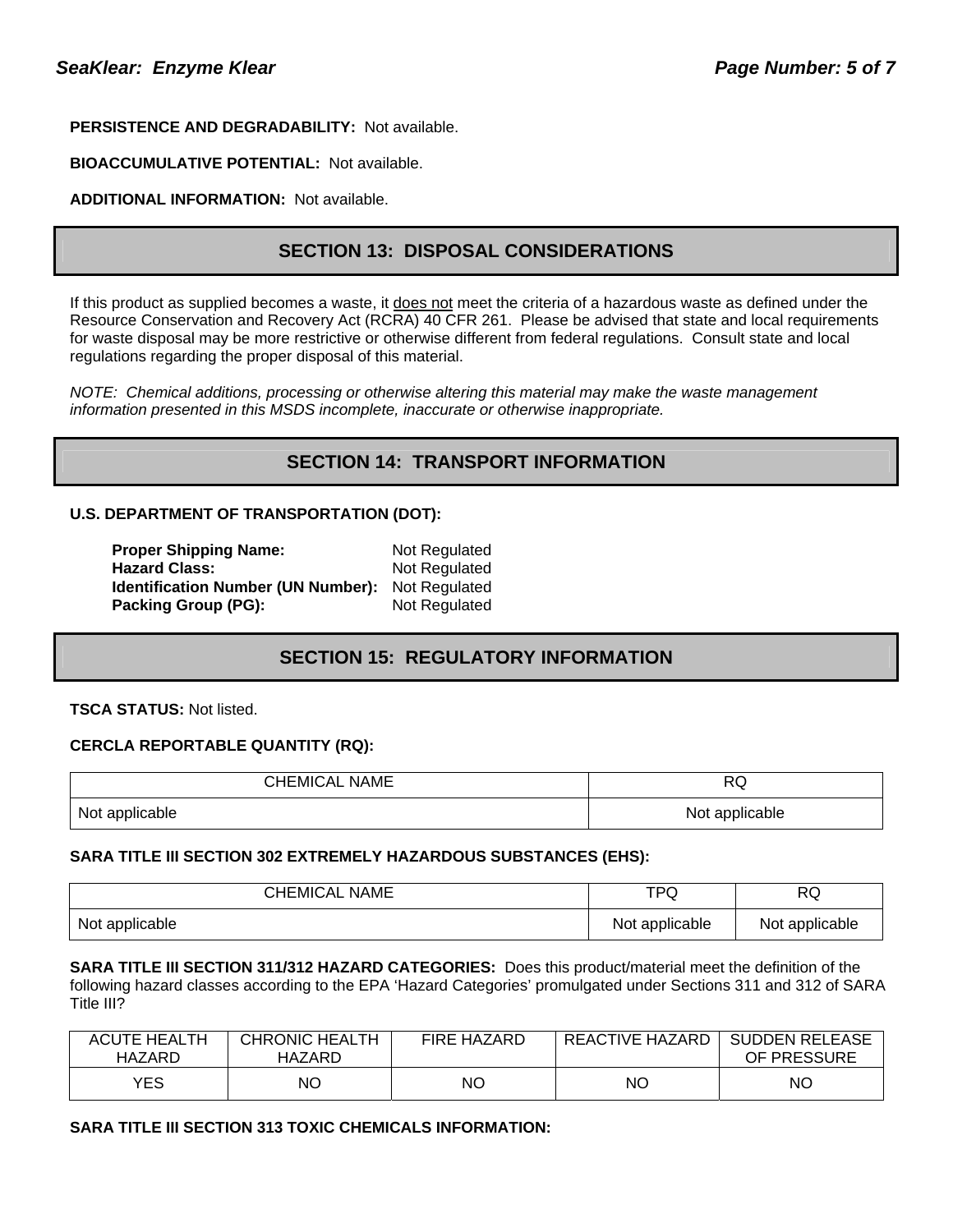**PERSISTENCE AND DEGRADABILITY:** Not available.

**BIOACCUMULATIVE POTENTIAL:** Not available.

**ADDITIONAL INFORMATION:** Not available.

## SECTION 13: DISPOSAL CONSIDERATIONS

If this product as supplied becomes a waste, it does not meet the criteria of a hazardous waste as defined under the Resource Conservation and Recovery Act (RCRA) 40 CFR 261. Please be advised that state and local requirements for waste disposal may be more restrictive or otherwise different from federal regulations. Consult state and local regulations regarding the proper disposal of this material.

*NOTE: Chemical additions, processing or otherwise altering this material may make the waste management information presented in this MSDS incomplete, inaccurate or otherwise inappropriate.*

## SECTION 14: TRANSPORT INFORMATION

**U.S. DEPARTMENT OF TRANSPORTATION (DOT):**

**Proper Shipping Name:** Not Regulated
**Hazard Class:** Not Regulated
**Identification Number (UN Number):** Not Regulated
**Packing Group (PG):** Not Regulated

## SECTION 15: REGULATORY INFORMATION

**TSCA STATUS:** Not listed.

**CERCLA REPORTABLE QUANTITY (RQ):**

| CHEMICAL NAME | RQ |
|---|---|
| Not applicable | Not applicable |

**SARA TITLE III SECTION 302 EXTREMELY HAZARDOUS SUBSTANCES (EHS):**

| CHEMICAL NAME | TPQ | RQ |
|---|---|---|
| Not applicable | Not applicable | Not applicable |

**SARA TITLE III SECTION 311/312 HAZARD CATEGORIES:** Does this product/material meet the definition of the following hazard classes according to the EPA 'Hazard Categories' promulgated under Sections 311 and 312 of SARA Title III?

| ACUTE HEALTH HAZARD | CHRONIC HEALTH HAZARD | FIRE HAZARD | REACTIVE HAZARD | SUDDEN RELEASE OF PRESSURE |
|---|---|---|---|---|
| YES | NO | NO | NO | NO |

**SARA TITLE III SECTION 313 TOXIC CHEMICALS INFORMATION:**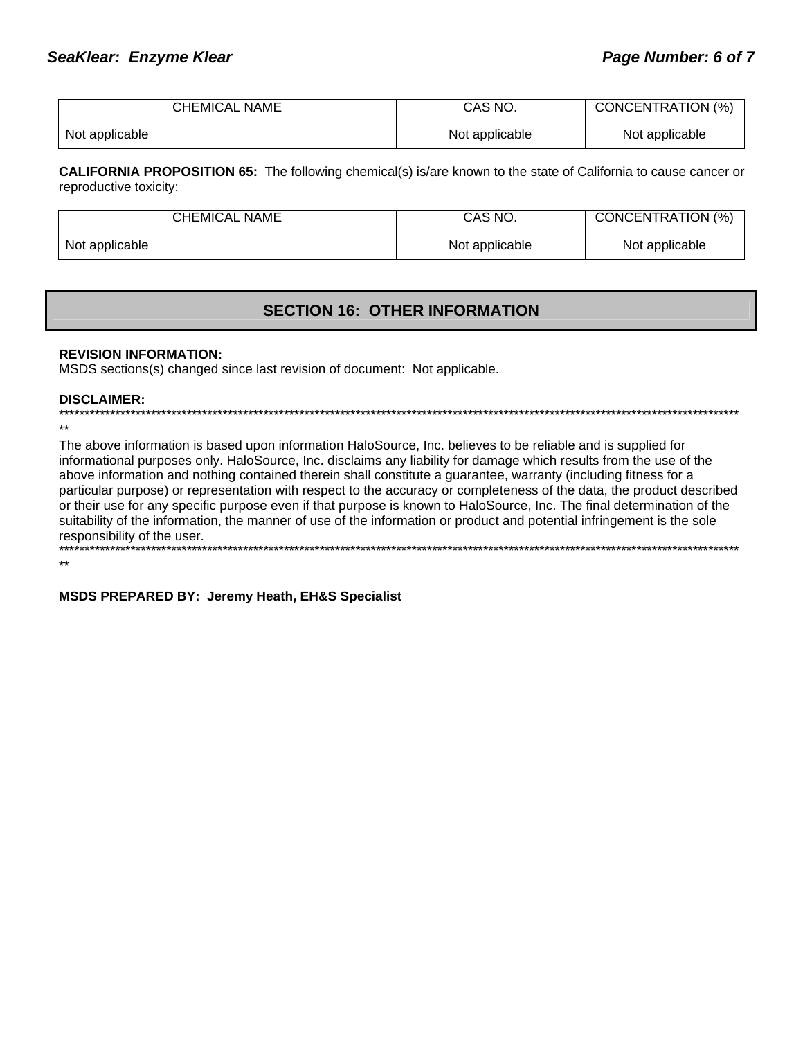| CHEMICAL NAME | CAS NO. | CONCENTRATION (%) |
|---|---|---|
| Not applicable | Not applicable | Not applicable |

**CALIFORNIA PROPOSITION 65:** The following chemical(s) is/are known to the state of California to cause cancer or reproductive toxicity:

| CHEMICAL NAME | CAS NO. | CONCENTRATION (%) |
|---|---|---|
| Not applicable | Not applicable | Not applicable |

## SECTION 16: OTHER INFORMATION

**REVISION INFORMATION:**
MSDS sections(s) changed since last revision of document: Not applicable.

**DISCLAIMER:**

*****************************************************************************************************************************************

The above information is based upon information HaloSource, Inc. believes to be reliable and is supplied for informational purposes only. HaloSource, Inc. disclaims any liability for damage which results from the use of the above information and nothing contained therein shall constitute a guarantee, warranty (including fitness for a particular purpose) or representation with respect to the accuracy or completeness of the data, the product described or their use for any specific purpose even if that purpose is known to HaloSource, Inc. The final determination of the suitability of the information, the manner of use of the information or product and potential infringement is the sole responsibility of the user.

*****************************************************************************************************************************************

**MSDS PREPARED BY: Jeremy Heath, EH&S Specialist**